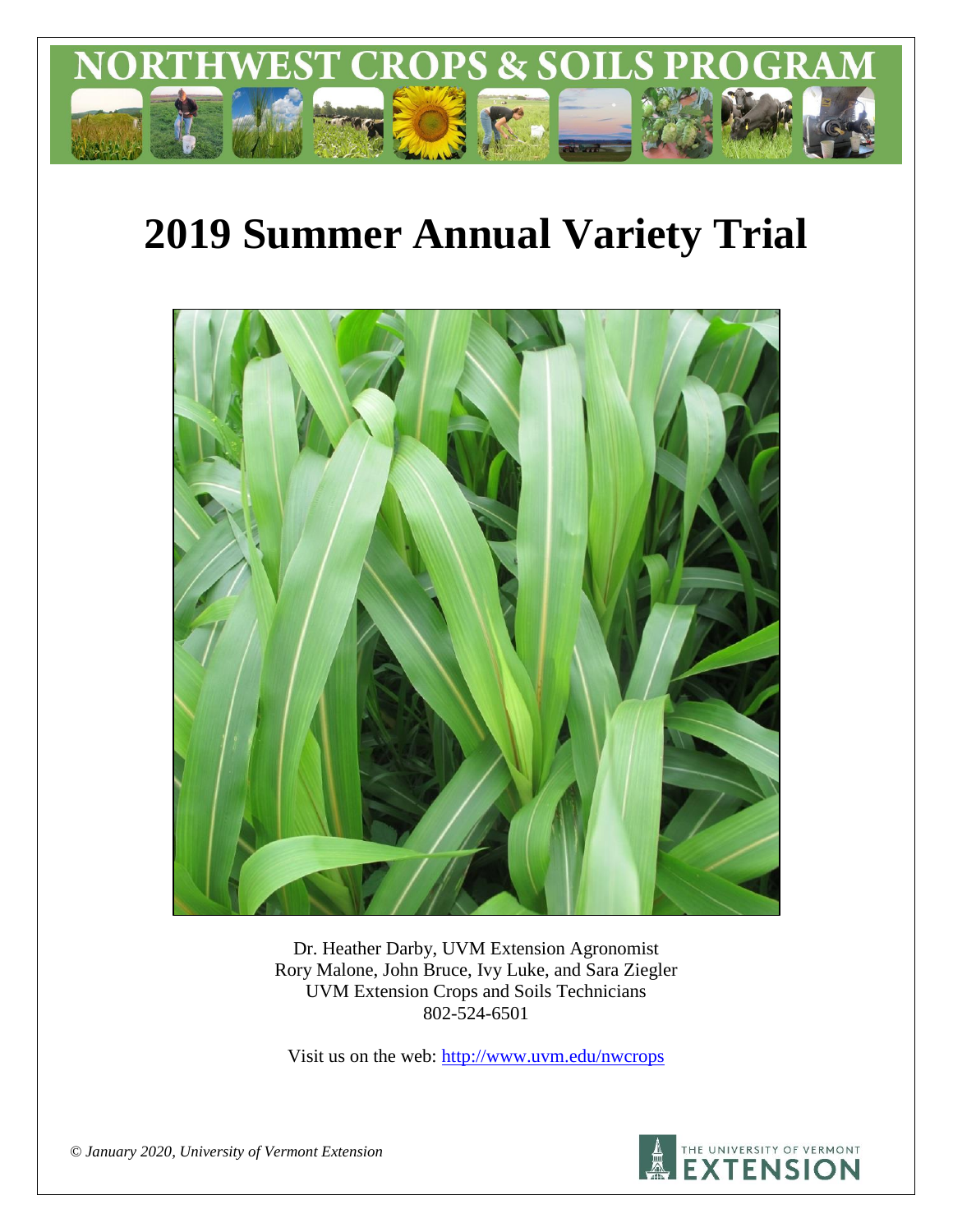NORTHWEST CROPS & SOILS PROGRAM

# 2019 Summer Annual Variety Trial

Dr. Heather Darby, UVM Extension Agronomist
Rory Malone, John Bruce, Ivy Luke, and Sara Ziegler
UVM Extension Crops and Soils Technicians
802-524-6501

Visit us on the web: http://www.uvm.edu/nwcrops

*© January 2020, University of Vermont Extension*

THE UNIVERSITY OF VERMONT EXTENSION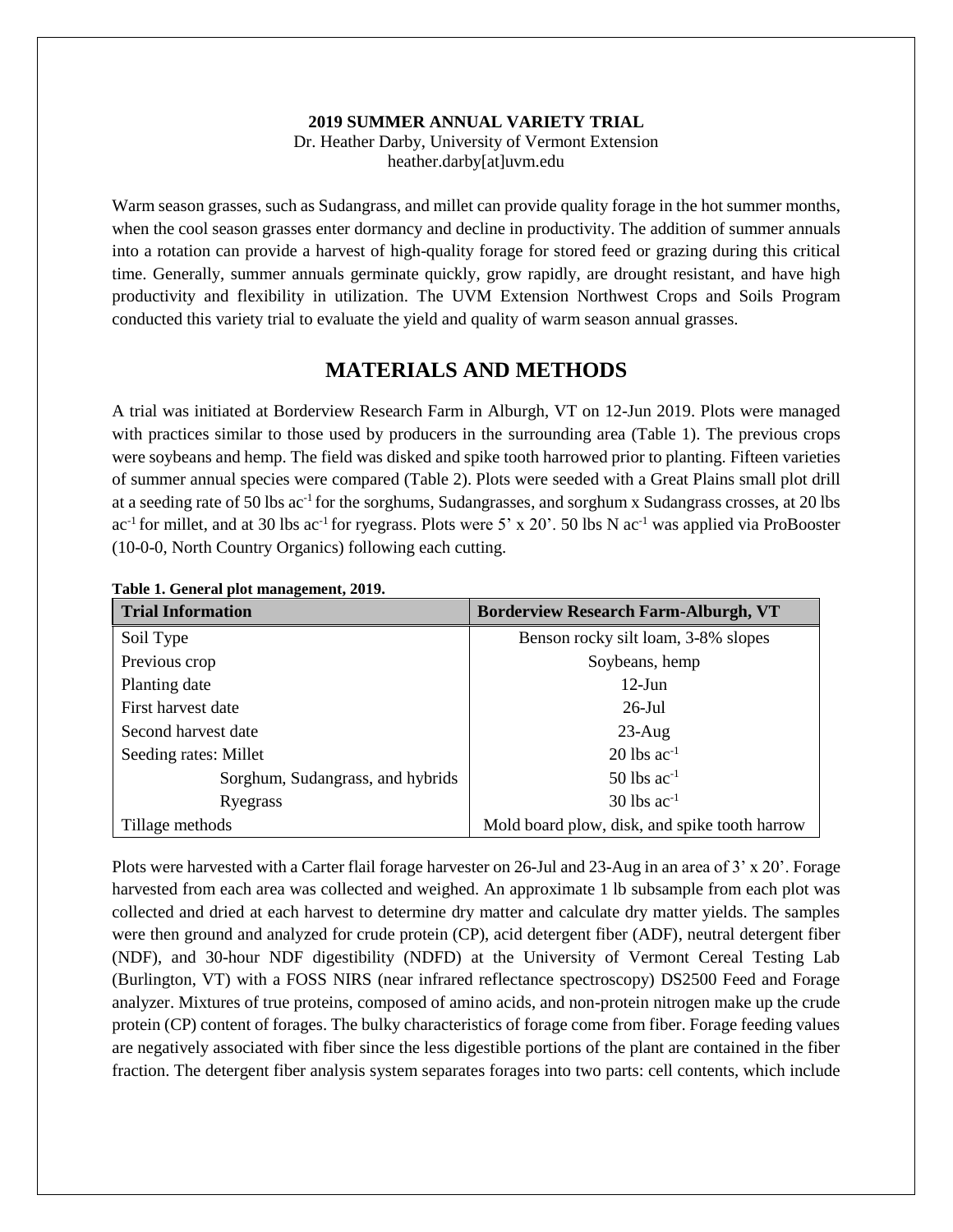**2019 SUMMER ANNUAL VARIETY TRIAL**
Dr. Heather Darby, University of Vermont Extension
heather.darby[at]uvm.edu

Warm season grasses, such as Sudangrass, and millet can provide quality forage in the hot summer months, when the cool season grasses enter dormancy and decline in productivity. The addition of summer annuals into a rotation can provide a harvest of high-quality forage for stored feed or grazing during this critical time. Generally, summer annuals germinate quickly, grow rapidly, are drought resistant, and have high productivity and flexibility in utilization. The UVM Extension Northwest Crops and Soils Program conducted this variety trial to evaluate the yield and quality of warm season annual grasses.

## MATERIALS AND METHODS

A trial was initiated at Borderview Research Farm in Alburgh, VT on 12-Jun 2019. Plots were managed with practices similar to those used by producers in the surrounding area (Table 1). The previous crops were soybeans and hemp. The field was disked and spike tooth harrowed prior to planting. Fifteen varieties of summer annual species were compared (Table 2). Plots were seeded with a Great Plains small plot drill at a seeding rate of 50 lbs $ac^{-1}$ for the sorghums, Sudangrasses, and sorghum x Sudangrass crosses, at 20 lbs $ac^{-1}$ for millet, and at 30 lbs $ac^{-1}$ for ryegrass. Plots were 5' x 20'. 50 lbs N $ac^{-1}$ was applied via ProBooster (10-0-0, North Country Organics) following each cutting.

**Table 1. General plot management, 2019.**

| Trial Information | Borderview Research Farm-Alburgh, VT |
|---|---|
| Soil Type | Benson rocky silt loam, 3-8% slopes |
| Previous crop | Soybeans, hemp |
| Planting date | 12-Jun |
| First harvest date | 26-Jul |
| Second harvest date | 23-Aug |
| Seeding rates: Millet | 20 lbs $ac^{-1}$ |
| Sorghum, Sudangrass, and hybrids | 50 lbs $ac^{-1}$ |
| Ryegrass | 30 lbs $ac^{-1}$ |
| Tillage methods | Mold board plow, disk, and spike tooth harrow |

Plots were harvested with a Carter flail forage harvester on 26-Jul and 23-Aug in an area of 3' x 20'. Forage harvested from each area was collected and weighed. An approximate 1 lb subsample from each plot was collected and dried at each harvest to determine dry matter and calculate dry matter yields. The samples were then ground and analyzed for crude protein (CP), acid detergent fiber (ADF), neutral detergent fiber (NDF), and 30-hour NDF digestibility (NDFD) at the University of Vermont Cereal Testing Lab (Burlington, VT) with a FOSS NIRS (near infrared reflectance spectroscopy) DS2500 Feed and Forage analyzer. Mixtures of true proteins, composed of amino acids, and non-protein nitrogen make up the crude protein (CP) content of forages. The bulky characteristics of forage come from fiber. Forage feeding values are negatively associated with fiber since the less digestible portions of the plant are contained in the fiber fraction. The detergent fiber analysis system separates forages into two parts: cell contents, which include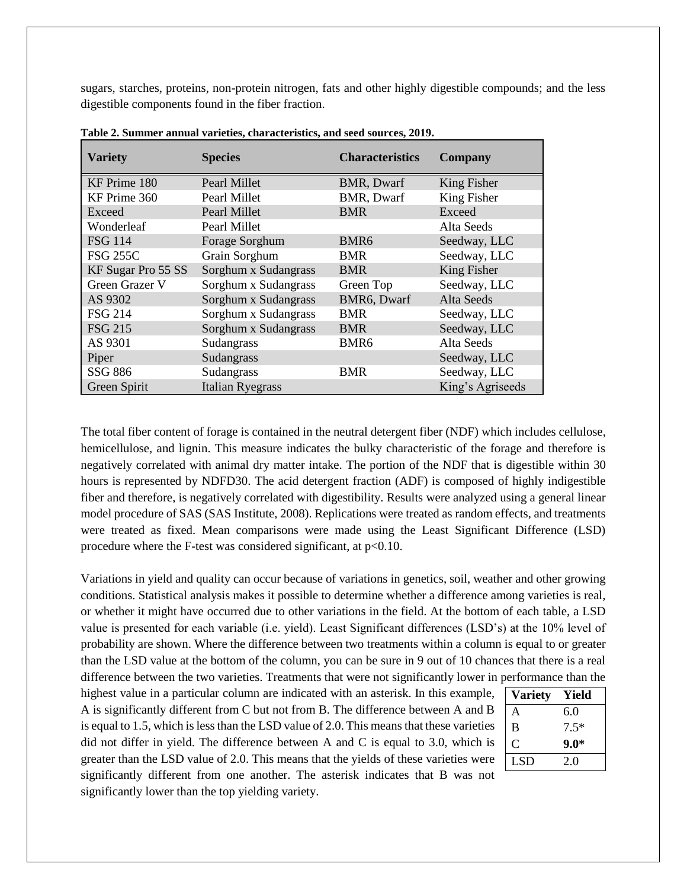sugars, starches, proteins, non-protein nitrogen, fats and other highly digestible compounds; and the less digestible components found in the fiber fraction.

**Table 2. Summer annual varieties, characteristics, and seed sources, 2019.**

| Variety | Species | Characteristics | Company |
|---|---|---|---|
| KF Prime 180 | Pearl Millet | BMR, Dwarf | King Fisher |
| KF Prime 360 | Pearl Millet | BMR, Dwarf | King Fisher |
| Exceed | Pearl Millet | BMR | Exceed |
| Wonderleaf | Pearl Millet | | Alta Seeds |
| FSG 114 | Forage Sorghum | BMR6 | Seedway, LLC |
| FSG 255C | Grain Sorghum | BMR | Seedway, LLC |
| KF Sugar Pro 55 SS | Sorghum x Sudangrass | BMR | King Fisher |
| Green Grazer V | Sorghum x Sudangrass | Green Top | Seedway, LLC |
| AS 9302 | Sorghum x Sudangrass | BMR6, Dwarf | Alta Seeds |
| FSG 214 | Sorghum x Sudangrass | BMR | Seedway, LLC |
| FSG 215 | Sorghum x Sudangrass | BMR | Seedway, LLC |
| AS 9301 | Sudangrass | BMR6 | Alta Seeds |
| Piper | Sudangrass | | Seedway, LLC |
| SSG 886 | Sudangrass | BMR | Seedway, LLC |
| Green Spirit | Italian Ryegrass | | King's Agriseeds |

The total fiber content of forage is contained in the neutral detergent fiber (NDF) which includes cellulose, hemicellulose, and lignin. This measure indicates the bulky characteristic of the forage and therefore is negatively correlated with animal dry matter intake. The portion of the NDF that is digestible within 30 hours is represented by NDFD30. The acid detergent fraction (ADF) is composed of highly indigestible fiber and therefore, is negatively correlated with digestibility. Results were analyzed using a general linear model procedure of SAS (SAS Institute, 2008). Replications were treated as random effects, and treatments were treated as fixed. Mean comparisons were made using the Least Significant Difference (LSD) procedure where the F-test was considered significant, at $p<0.10$.

Variations in yield and quality can occur because of variations in genetics, soil, weather and other growing conditions. Statistical analysis makes it possible to determine whether a difference among varieties is real, or whether it might have occurred due to other variations in the field. At the bottom of each table, a LSD value is presented for each variable (i.e. yield). Least Significant differences (LSD's) at the 10% level of probability are shown. Where the difference between two treatments within a column is equal to or greater than the LSD value at the bottom of the column, you can be sure in 9 out of 10 chances that there is a real difference between the two varieties. Treatments that were not significantly lower in performance than the highest value in a particular column are indicated with an asterisk. In this example, A is significantly different from C but not from B. The difference between A and B is equal to 1.5, which is less than the LSD value of 2.0. This means that these varieties did not differ in yield. The difference between A and C is equal to 3.0, which is greater than the LSD value of 2.0. This means that the yields of these varieties were significantly different from one another. The asterisk indicates that B was not significantly lower than the top yielding variety.

| Variety | Yield |
|---|---|
| A | 6.0 |
| B | 7.5* |
| C | **9.0*** |
| LSD | 2.0 |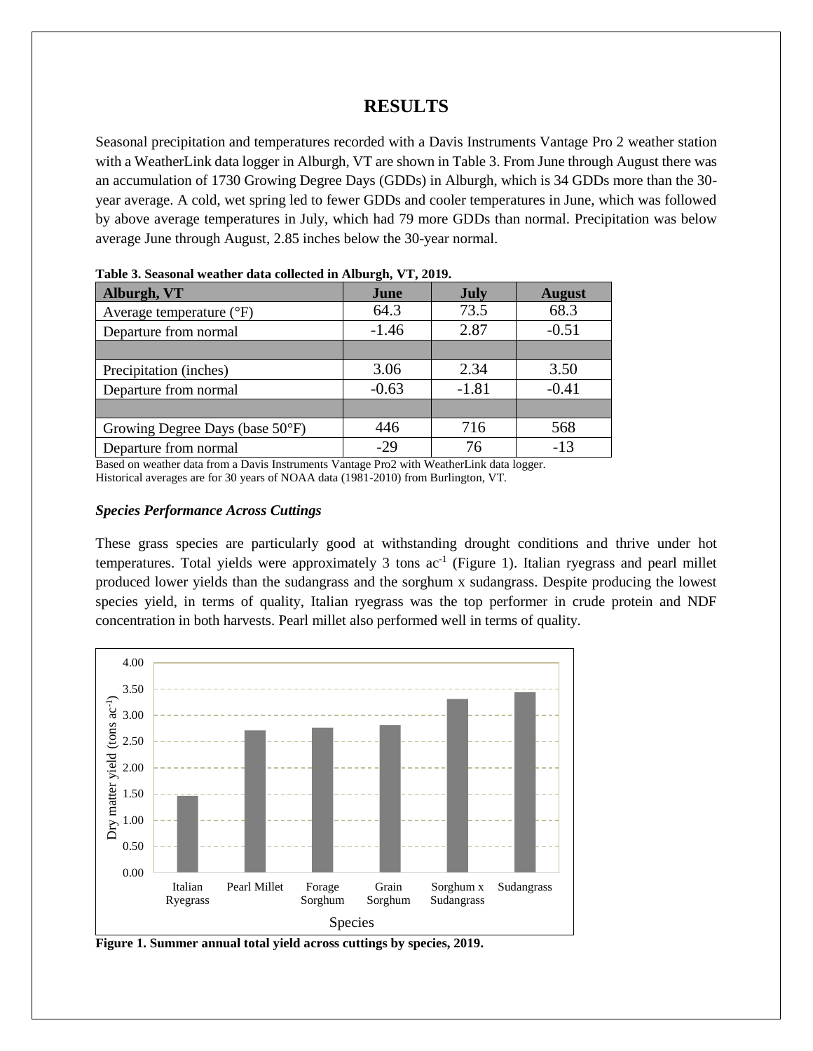# RESULTS

Seasonal precipitation and temperatures recorded with a Davis Instruments Vantage Pro 2 weather station with a WeatherLink data logger in Alburgh, VT are shown in Table 3. From June through August there was an accumulation of 1730 Growing Degree Days (GDDs) in Alburgh, which is 34 GDDs more than the 30-year average. A cold, wet spring led to fewer GDDs and cooler temperatures in June, which was followed by above average temperatures in July, which had 79 more GDDs than normal. Precipitation was below average June through August, 2.85 inches below the 30-year normal.

**Table 3. Seasonal weather data collected in Alburgh, VT, 2019.**

| Alburgh, VT | June | July | August |
|---|---|---|---|
| Average temperature (°F) | 64.3 | 73.5 | 68.3 |
| Departure from normal | -1.46 | 2.87 | -0.51 |
| | | | |
| Precipitation (inches) | 3.06 | 2.34 | 3.50 |
| Departure from normal | -0.63 | -1.81 | -0.41 |
| | | | |
| Growing Degree Days (base 50°F) | 446 | 716 | 568 |
| Departure from normal | -29 | 76 | -13 |

Based on weather data from a Davis Instruments Vantage Pro2 with WeatherLink data logger.
Historical averages are for 30 years of NOAA data (1981-2010) from Burlington, VT.

### *Species Performance Across Cuttings*

These grass species are particularly good at withstanding drought conditions and thrive under hot temperatures. Total yields were approximately 3 tons ac$^{-1}$ (Figure 1). Italian ryegrass and pearl millet produced lower yields than the sudangrass and the sorghum x sudangrass. Despite producing the lowest species yield, in terms of quality, Italian ryegrass was the top performer in crude protein and NDF concentration in both harvests. Pearl millet also performed well in terms of quality.

**Figure 1. Summer annual total yield across cuttings by species, 2019.**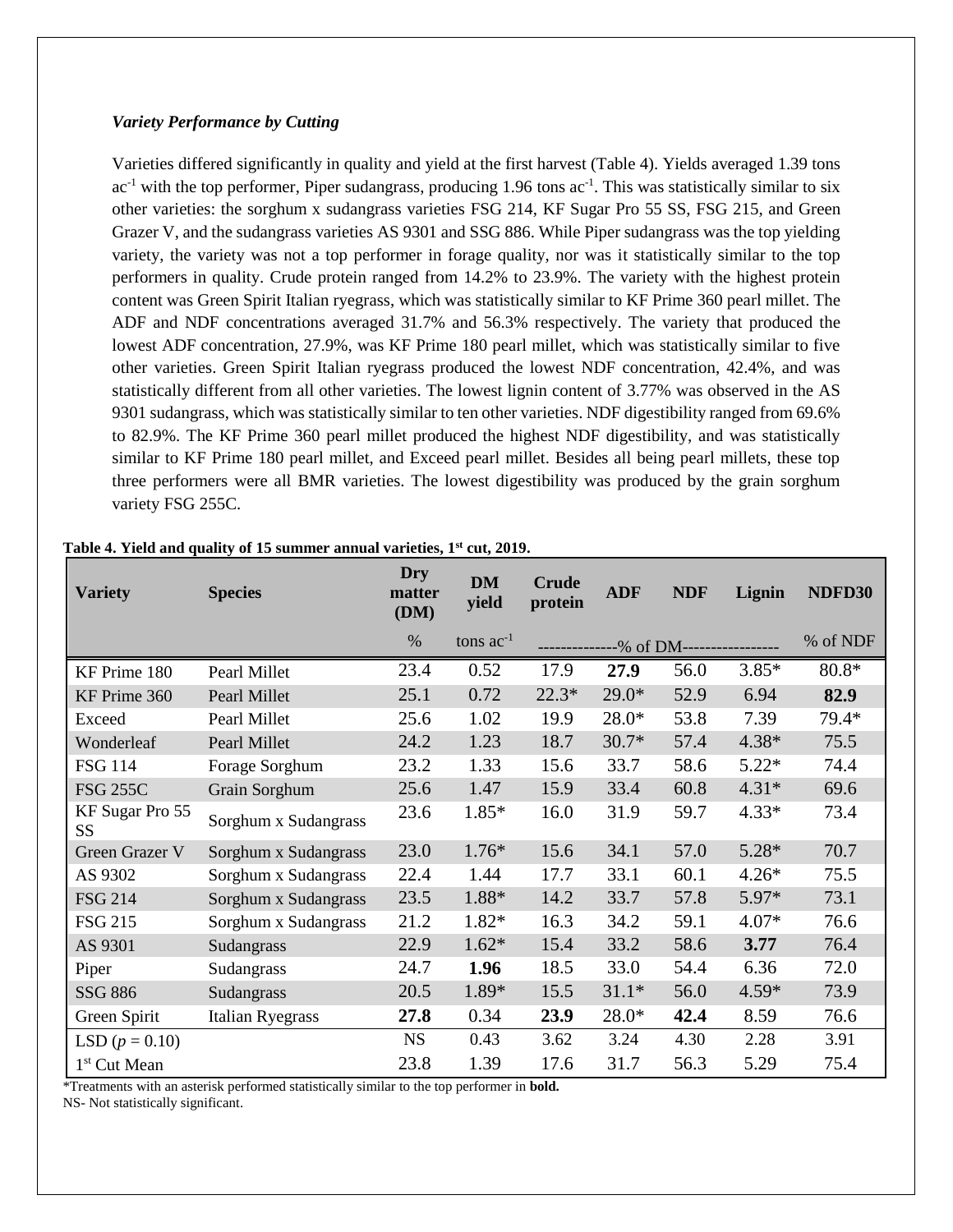### *Variety Performance by Cutting*

Varieties differed significantly in quality and yield at the first harvest (Table 4). Yields averaged 1.39 tons ac$^{-1}$ with the top performer, Piper sudangrass, producing 1.96 tons ac$^{-1}$. This was statistically similar to six other varieties: the sorghum x sudangrass varieties FSG 214, KF Sugar Pro 55 SS, FSG 215, and Green Grazer V, and the sudangrass varieties AS 9301 and SSG 886. While Piper sudangrass was the top yielding variety, the variety was not a top performer in forage quality, nor was it statistically similar to the top performers in quality. Crude protein ranged from 14.2% to 23.9%. The variety with the highest protein content was Green Spirit Italian ryegrass, which was statistically similar to KF Prime 360 pearl millet. The ADF and NDF concentrations averaged 31.7% and 56.3% respectively. The variety that produced the lowest ADF concentration, 27.9%, was KF Prime 180 pearl millet, which was statistically similar to five other varieties. Green Spirit Italian ryegrass produced the lowest NDF concentration, 42.4%, and was statistically different from all other varieties. The lowest lignin content of 3.77% was observed in the AS 9301 sudangrass, which was statistically similar to ten other varieties. NDF digestibility ranged from 69.6% to 82.9%. The KF Prime 360 pearl millet produced the highest NDF digestibility, and was statistically similar to KF Prime 180 pearl millet, and Exceed pearl millet. Besides all being pearl millets, these top three performers were all BMR varieties. The lowest digestibility was produced by the grain sorghum variety FSG 255C.

**Table 4. Yield and quality of 15 summer annual varieties, 1st cut, 2019.**

| Variety | Species | Dry matter (DM) | DM yield | Crude protein | ADF | NDF | Lignin | NDFD30 |
|---|---|---|---|---|---|---|---|---|
| | | % | tons ac$^{-1}$ | ------------- | -% of DM- | ------------- | | % of NDF |
| KF Prime 180 | Pearl Millet | 23.4 | 0.52 | 17.9 | **27.9** | 56.0 | 3.85* | 80.8* |
| KF Prime 360 | Pearl Millet | 25.1 | 0.72 | 22.3* | 29.0* | 52.9 | 6.94 | **82.9** |
| Exceed | Pearl Millet | 25.6 | 1.02 | 19.9 | 28.0* | 53.8 | 7.39 | 79.4* |
| Wonderleaf | Pearl Millet | 24.2 | 1.23 | 18.7 | 30.7* | 57.4 | 4.38* | 75.5 |
| FSG 114 | Forage Sorghum | 23.2 | 1.33 | 15.6 | 33.7 | 58.6 | 5.22* | 74.4 |
| FSG 255C | Grain Sorghum | 25.6 | 1.47 | 15.9 | 33.4 | 60.8 | 4.31* | 69.6 |
| KF Sugar Pro 55 SS | Sorghum x Sudangrass | 23.6 | 1.85* | 16.0 | 31.9 | 59.7 | 4.33* | 73.4 |
| Green Grazer V | Sorghum x Sudangrass | 23.0 | 1.76* | 15.6 | 34.1 | 57.0 | 5.28* | 70.7 |
| AS 9302 | Sorghum x Sudangrass | 22.4 | 1.44 | 17.7 | 33.1 | 60.1 | 4.26* | 75.5 |
| FSG 214 | Sorghum x Sudangrass | 23.5 | 1.88* | 14.2 | 33.7 | 57.8 | 5.97* | 73.1 |
| FSG 215 | Sorghum x Sudangrass | 21.2 | 1.82* | 16.3 | 34.2 | 59.1 | 4.07* | 76.6 |
| AS 9301 | Sudangrass | 22.9 | 1.62* | 15.4 | 33.2 | 58.6 | **3.77** | 76.4 |
| Piper | Sudangrass | 24.7 | **1.96** | 18.5 | 33.0 | 54.4 | 6.36 | 72.0 |
| SSG 886 | Sudangrass | 20.5 | 1.89* | 15.5 | 31.1* | 56.0 | 4.59* | 73.9 |
| Green Spirit | Italian Ryegrass | **27.8** | 0.34 | **23.9** | 28.0* | **42.4** | 8.59 | 76.6 |
| LSD ($p$ = 0.10) | | NS | 0.43 | 3.62 | 3.24 | 4.30 | 2.28 | 3.91 |
| 1st Cut Mean | | 23.8 | 1.39 | 17.6 | 31.7 | 56.3 | 5.29 | 75.4 |

*Treatments with an asterisk performed statistically similar to the top performer in **bold.**

NS- Not statistically significant.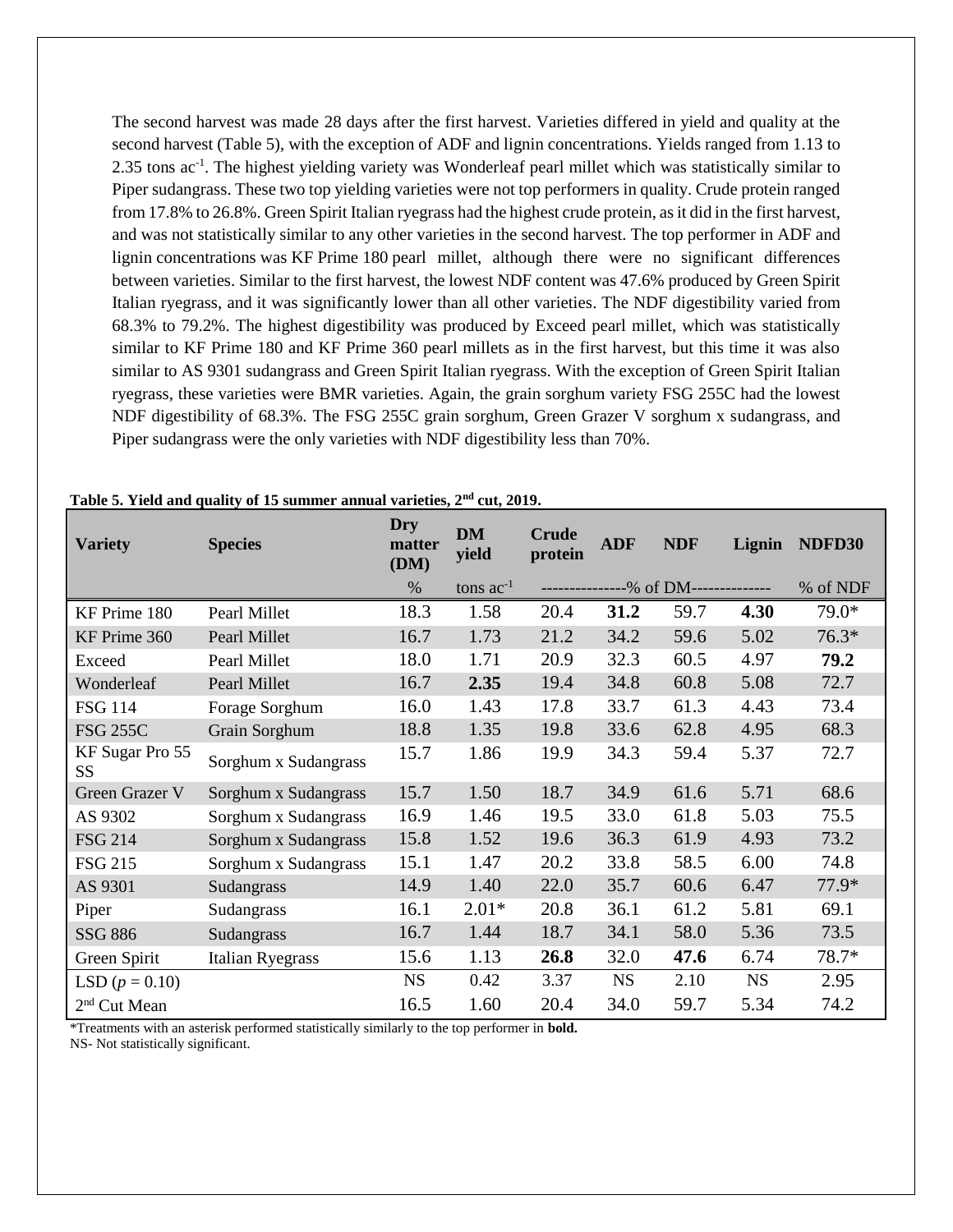The second harvest was made 28 days after the first harvest. Varieties differed in yield and quality at the second harvest (Table 5), with the exception of ADF and lignin concentrations. Yields ranged from 1.13 to 2.35 tons $ac^{-1}$. The highest yielding variety was Wonderleaf pearl millet which was statistically similar to Piper sudangrass. These two top yielding varieties were not top performers in quality. Crude protein ranged from 17.8% to 26.8%. Green Spirit Italian ryegrass had the highest crude protein, as it did in the first harvest, and was not statistically similar to any other varieties in the second harvest. The top performer in ADF and lignin concentrations was KF Prime 180 pearl millet, although there were no significant differences between varieties. Similar to the first harvest, the lowest NDF content was 47.6% produced by Green Spirit Italian ryegrass, and it was significantly lower than all other varieties. The NDF digestibility varied from 68.3% to 79.2%. The highest digestibility was produced by Exceed pearl millet, which was statistically similar to KF Prime 180 and KF Prime 360 pearl millets as in the first harvest, but this time it was also similar to AS 9301 sudangrass and Green Spirit Italian ryegrass. With the exception of Green Spirit Italian ryegrass, these varieties were BMR varieties. Again, the grain sorghum variety FSG 255C had the lowest NDF digestibility of 68.3%. The FSG 255C grain sorghum, Green Grazer V sorghum x sudangrass, and Piper sudangrass were the only varieties with NDF digestibility less than 70%.

**Table 5. Yield and quality of 15 summer annual varieties, 2nd cut, 2019.**

| Variety | Species | Dry matter (DM) | DM yield | Crude protein | ADF | NDF | Lignin | NDFD30 |
|---|---|---|---|---|---|---|---|---|
| | | % | tons $ac^{-1}$ | ---------------% of DM-------------- | | | | % of NDF |
| KF Prime 180 | Pearl Millet | 18.3 | 1.58 | 20.4 | **31.2** | 59.7 | **4.30** | 79.0* |
| KF Prime 360 | Pearl Millet | 16.7 | 1.73 | 21.2 | 34.2 | 59.6 | 5.02 | 76.3* |
| Exceed | Pearl Millet | 18.0 | 1.71 | 20.9 | 32.3 | 60.5 | 4.97 | **79.2** |
| Wonderleaf | Pearl Millet | 16.7 | **2.35** | 19.4 | 34.8 | 60.8 | 5.08 | 72.7 |
| FSG 114 | Forage Sorghum | 16.0 | 1.43 | 17.8 | 33.7 | 61.3 | 4.43 | 73.4 |
| FSG 255C | Grain Sorghum | 18.8 | 1.35 | 19.8 | 33.6 | 62.8 | 4.95 | 68.3 |
| KF Sugar Pro 55 SS | Sorghum x Sudangrass | 15.7 | 1.86 | 19.9 | 34.3 | 59.4 | 5.37 | 72.7 |
| Green Grazer V | Sorghum x Sudangrass | 15.7 | 1.50 | 18.7 | 34.9 | 61.6 | 5.71 | 68.6 |
| AS 9302 | Sorghum x Sudangrass | 16.9 | 1.46 | 19.5 | 33.0 | 61.8 | 5.03 | 75.5 |
| FSG 214 | Sorghum x Sudangrass | 15.8 | 1.52 | 19.6 | 36.3 | 61.9 | 4.93 | 73.2 |
| FSG 215 | Sorghum x Sudangrass | 15.1 | 1.47 | 20.2 | 33.8 | 58.5 | 6.00 | 74.8 |
| AS 9301 | Sudangrass | 14.9 | 1.40 | 22.0 | 35.7 | 60.6 | 6.47 | 77.9* |
| Piper | Sudangrass | 16.1 | 2.01* | 20.8 | 36.1 | 61.2 | 5.81 | 69.1 |
| SSG 886 | Sudangrass | 16.7 | 1.44 | 18.7 | 34.1 | 58.0 | 5.36 | 73.5 |
| Green Spirit | Italian Ryegrass | 15.6 | 1.13 | **26.8** | 32.0 | **47.6** | 6.74 | 78.7* |
| LSD ($p$ = 0.10) | | NS | 0.42 | 3.37 | NS | 2.10 | NS | 2.95 |
| 2nd Cut Mean | | 16.5 | 1.60 | 20.4 | 34.0 | 59.7 | 5.34 | 74.2 |

*Treatments with an asterisk performed statistically similarly to the top performer in **bold.**
NS- Not statistically significant.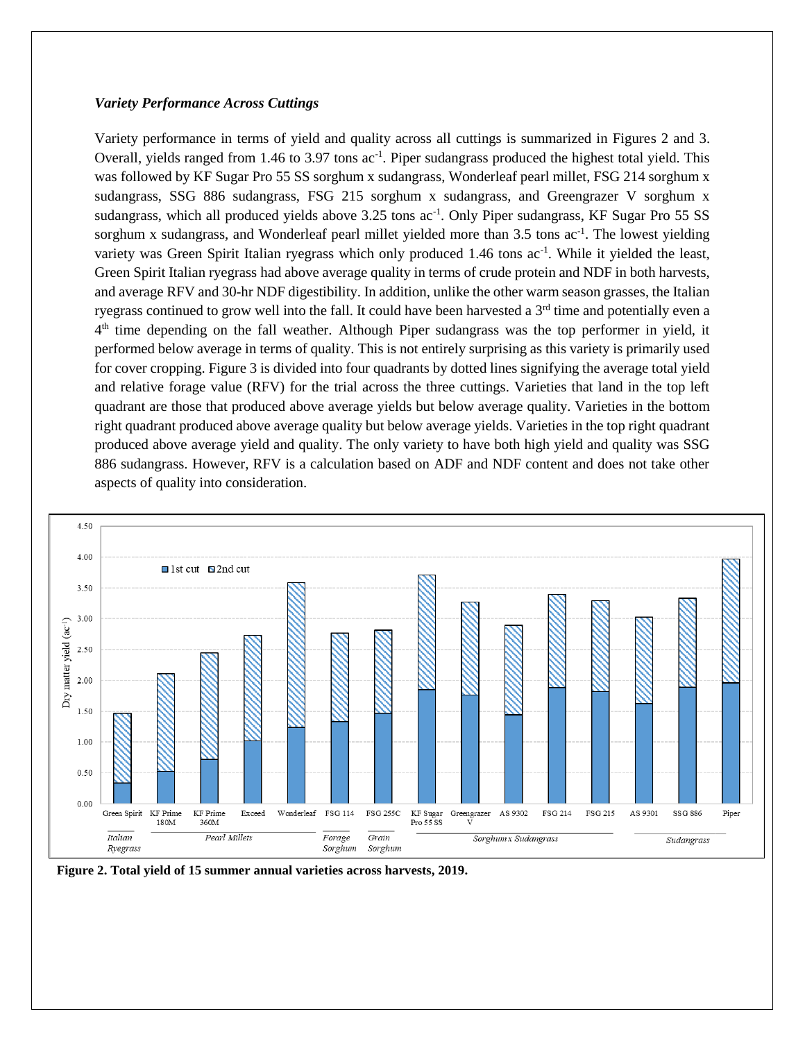### *Variety Performance Across Cuttings*

Variety performance in terms of yield and quality across all cuttings is summarized in Figures 2 and 3. Overall, yields ranged from 1.46 to 3.97 tons $ac^{-1}$. Piper sudangrass produced the highest total yield. This was followed by KF Sugar Pro 55 SS sorghum x sudangrass, Wonderleaf pearl millet, FSG 214 sorghum x sudangrass, SSG 886 sudangrass, FSG 215 sorghum x sudangrass, and Greengrazer V sorghum x sudangrass, which all produced yields above 3.25 tons $ac^{-1}$. Only Piper sudangrass, KF Sugar Pro 55 SS sorghum x sudangrass, and Wonderleaf pearl millet yielded more than 3.5 tons $ac^{-1}$. The lowest yielding variety was Green Spirit Italian ryegrass which only produced 1.46 tons $ac^{-1}$. While it yielded the least, Green Spirit Italian ryegrass had above average quality in terms of crude protein and NDF in both harvests, and average RFV and 30-hr NDF digestibility. In addition, unlike the other warm season grasses, the Italian ryegrass continued to grow well into the fall. It could have been harvested a 3rd time and potentially even a 4th time depending on the fall weather. Although Piper sudangrass was the top performer in yield, it performed below average in terms of quality. This is not entirely surprising as this variety is primarily used for cover cropping. Figure 3 is divided into four quadrants by dotted lines signifying the average total yield and relative forage value (RFV) for the trial across the three cuttings. Varieties that land in the top left quadrant are those that produced above average yields but below average quality. Varieties in the bottom right quadrant produced above average quality but below average yields. Varieties in the top right quadrant produced above average yield and quality. The only variety to have both high yield and quality was SSG 886 sudangrass. However, RFV is a calculation based on ADF and NDF content and does not take other aspects of quality into consideration.

**Figure 2. Total yield of 15 summer annual varieties across harvests, 2019.**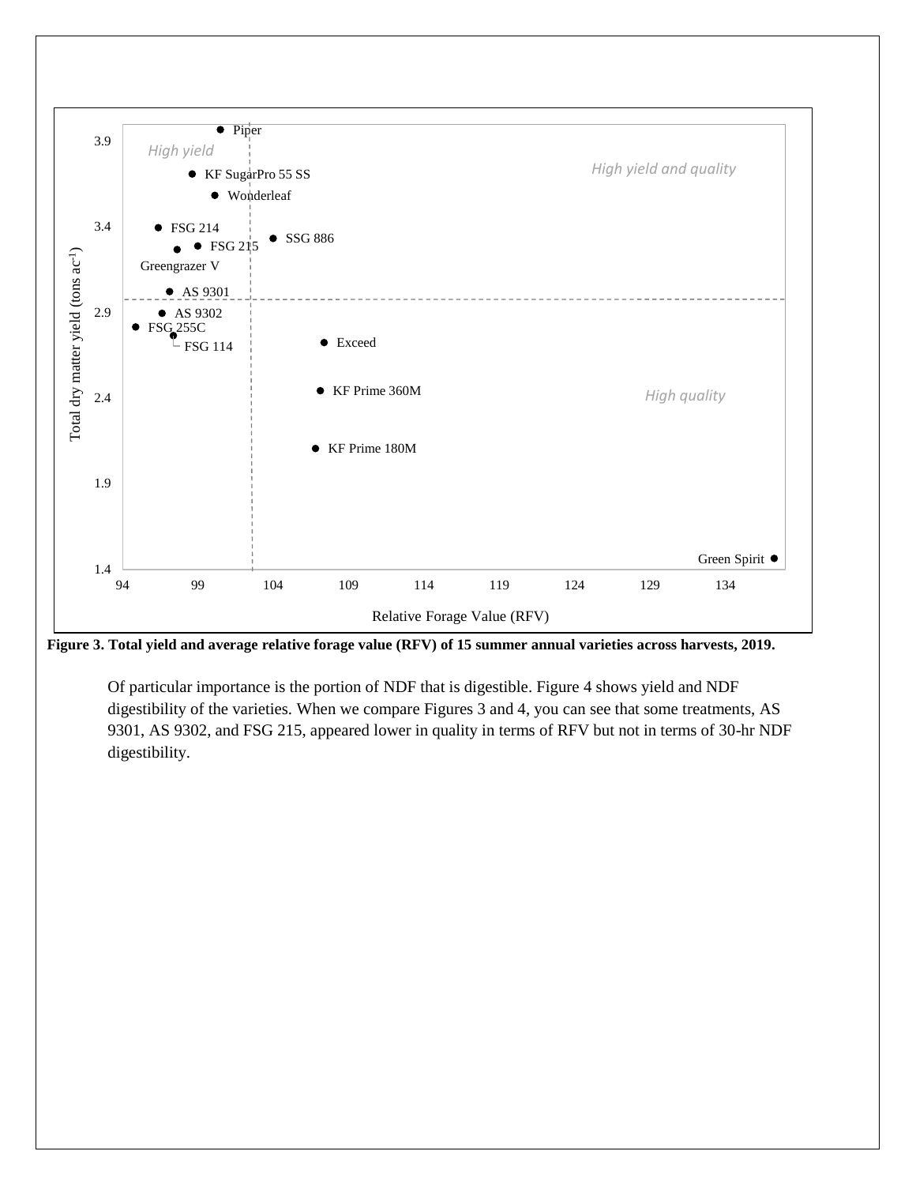**Figure 3. Total yield and average relative forage value (RFV) of 15 summer annual varieties across harvests, 2019.**

Of particular importance is the portion of NDF that is digestible. Figure 4 shows yield and NDF digestibility of the varieties. When we compare Figures 3 and 4, you can see that some treatments, AS 9301, AS 9302, and FSG 215, appeared lower in quality in terms of RFV but not in terms of 30-hr NDF digestibility.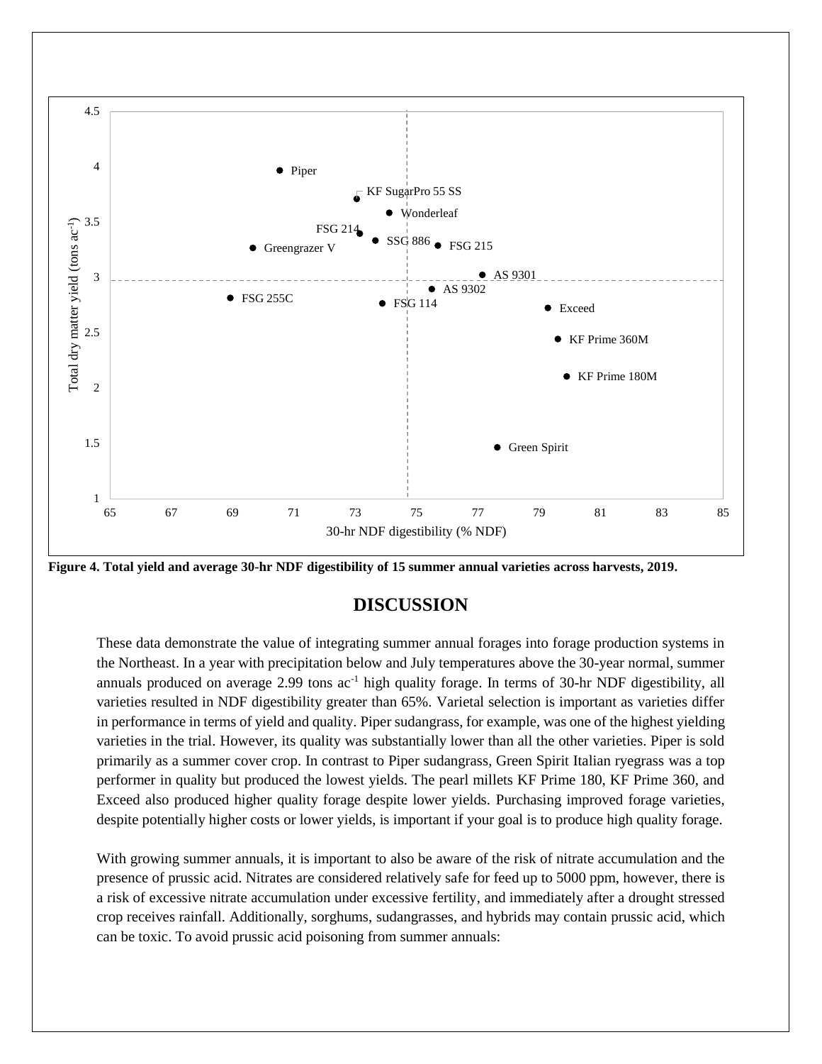**Figure 4. Total yield and average 30-hr NDF digestibility of 15 summer annual varieties across harvests, 2019.**

## DISCUSSION

These data demonstrate the value of integrating summer annual forages into forage production systems in the Northeast. In a year with precipitation below and July temperatures above the 30-year normal, summer annuals produced on average 2.99 tons ac$^{-1}$ high quality forage. In terms of 30-hr NDF digestibility, all varieties resulted in NDF digestibility greater than 65%. Varietal selection is important as varieties differ in performance in terms of yield and quality. Piper sudangrass, for example, was one of the highest yielding varieties in the trial. However, its quality was substantially lower than all the other varieties. Piper is sold primarily as a summer cover crop. In contrast to Piper sudangrass, Green Spirit Italian ryegrass was a top performer in quality but produced the lowest yields. The pearl millets KF Prime 180, KF Prime 360, and Exceed also produced higher quality forage despite lower yields. Purchasing improved forage varieties, despite potentially higher costs or lower yields, is important if your goal is to produce high quality forage.

With growing summer annuals, it is important to also be aware of the risk of nitrate accumulation and the presence of prussic acid. Nitrates are considered relatively safe for feed up to 5000 ppm, however, there is a risk of excessive nitrate accumulation under excessive fertility, and immediately after a drought stressed crop receives rainfall. Additionally, sorghums, sudangrasses, and hybrids may contain prussic acid, which can be toxic. To avoid prussic acid poisoning from summer annuals: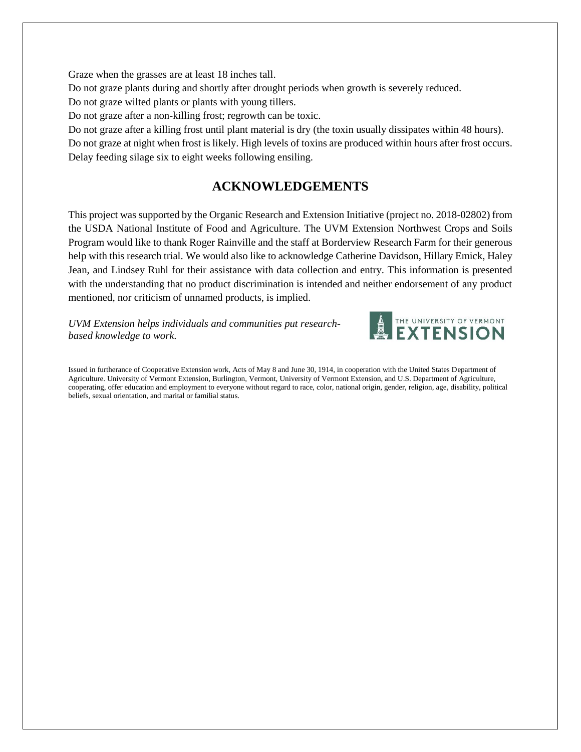Graze when the grasses are at least 18 inches tall.

Do not graze plants during and shortly after drought periods when growth is severely reduced.

Do not graze wilted plants or plants with young tillers.

Do not graze after a non-killing frost; regrowth can be toxic.

Do not graze after a killing frost until plant material is dry (the toxin usually dissipates within 48 hours).

Do not graze at night when frost is likely. High levels of toxins are produced within hours after frost occurs.

Delay feeding silage six to eight weeks following ensiling.

## ACKNOWLEDGEMENTS

This project was supported by the Organic Research and Extension Initiative (project no. 2018-02802) from the USDA National Institute of Food and Agriculture. The UVM Extension Northwest Crops and Soils Program would like to thank Roger Rainville and the staff at Borderview Research Farm for their generous help with this research trial. We would also like to acknowledge Catherine Davidson, Hillary Emick, Haley Jean, and Lindsey Ruhl for their assistance with data collection and entry. This information is presented with the understanding that no product discrimination is intended and neither endorsement of any product mentioned, nor criticism of unnamed products, is implied.

*UVM Extension helps individuals and communities put research-based knowledge to work.*

THE UNIVERSITY OF VERMONT EXTENSION

Issued in furtherance of Cooperative Extension work, Acts of May 8 and June 30, 1914, in cooperation with the United States Department of Agriculture. University of Vermont Extension, Burlington, Vermont, University of Vermont Extension, and U.S. Department of Agriculture, cooperating, offer education and employment to everyone without regard to race, color, national origin, gender, religion, age, disability, political beliefs, sexual orientation, and marital or familial status.